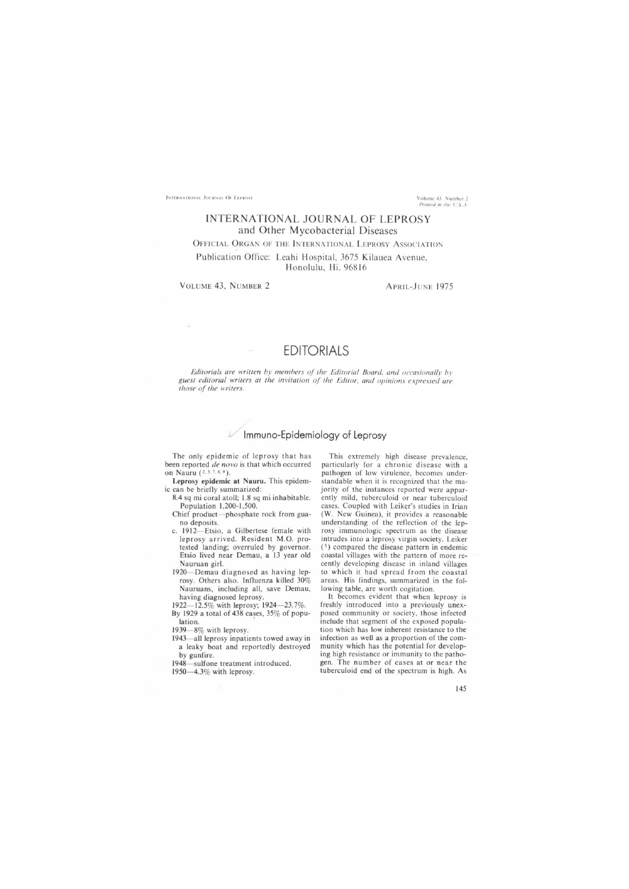# INTERNATIONAL JOURNAL OF LEPROSY
## and Other Mycobacterial Diseases

OFFICIAL ORGAN OF THE INTERNATIONAL LEPROSY ASSOCIATION

Publication Office: Leahi Hospital, 3675 Kilauea Avenue, Honolulu, Hi. 96816

VOLUME 43, NUMBER 2 — APRIL-JUNE 1975

# EDITORIALS

*Editorials are written by members of the Editorial Board, and occasionally by guest editorial writers at the invitation of the Editor, and opinions expressed are those of the writers.*

## Immuno-Epidemiology of Leprosy

The only epidemic of leprosy that has been reported *de novo* is that which occurred on Nauru [2, 3, 7, 8, 9].

**Leprosy epidemic at Nauru.** This epidemic can be briefly summarized:

- 8.4 sq mi coral atoll; 1.8 sq mi inhabitable. Population 1,200-1,500.
- Chief product—phosphate rock from guano deposits.
- c. 1912—Etsio, a Gilbertese female with leprosy arrived. Resident M.O. protested landing; overruled by governor. Etsio lived near Demau, a 13 year old Nauruan girl.
- 1920—Demau diagnosed as having leprosy. Others also. Influenza killed 30% Nauruans, including all, save Demau, having diagnosed leprosy.
- 1922—12.5% with leprosy; 1924—23.7%.
- By 1929 a total of 438 cases, 35% of population.
- 1939—8% with leprosy.
- 1943—all leprosy inpatients towed away in a leaky boat and reportedly destroyed by gunfire.
- 1948—sulfone treatment introduced.
- 1950—4.3% with leprosy.

This extremely high disease prevalence, particularly for a chronic disease with a pathogen of low virulence, becomes understandable when it is recognized that the majority of the instances reported were apparently mild, tuberculoid or near tuberculoid cases. Coupled with Leiker's studies in Irian (W. New Guinea), it provides a reasonable understanding of the reflection of the leprosy immunologic spectrum as the disease intrudes into a leprosy virgin society. Leiker [5] compared the disease pattern in endemic coastal villages with the pattern of more recently developing disease in inland villages to which it had spread from the coastal areas. His findings, summarized in the following table, are worth cogitation.

It becomes evident that when leprosy is freshly introduced into a previously unexposed community or society, those infected include that segment of the exposed population which has low inherent resistance to the infection as well as a proportion of the community which has the potential for developing high resistance or immunity to the pathogen. The number of cases at or near the tuberculoid end of the spectrum is high. As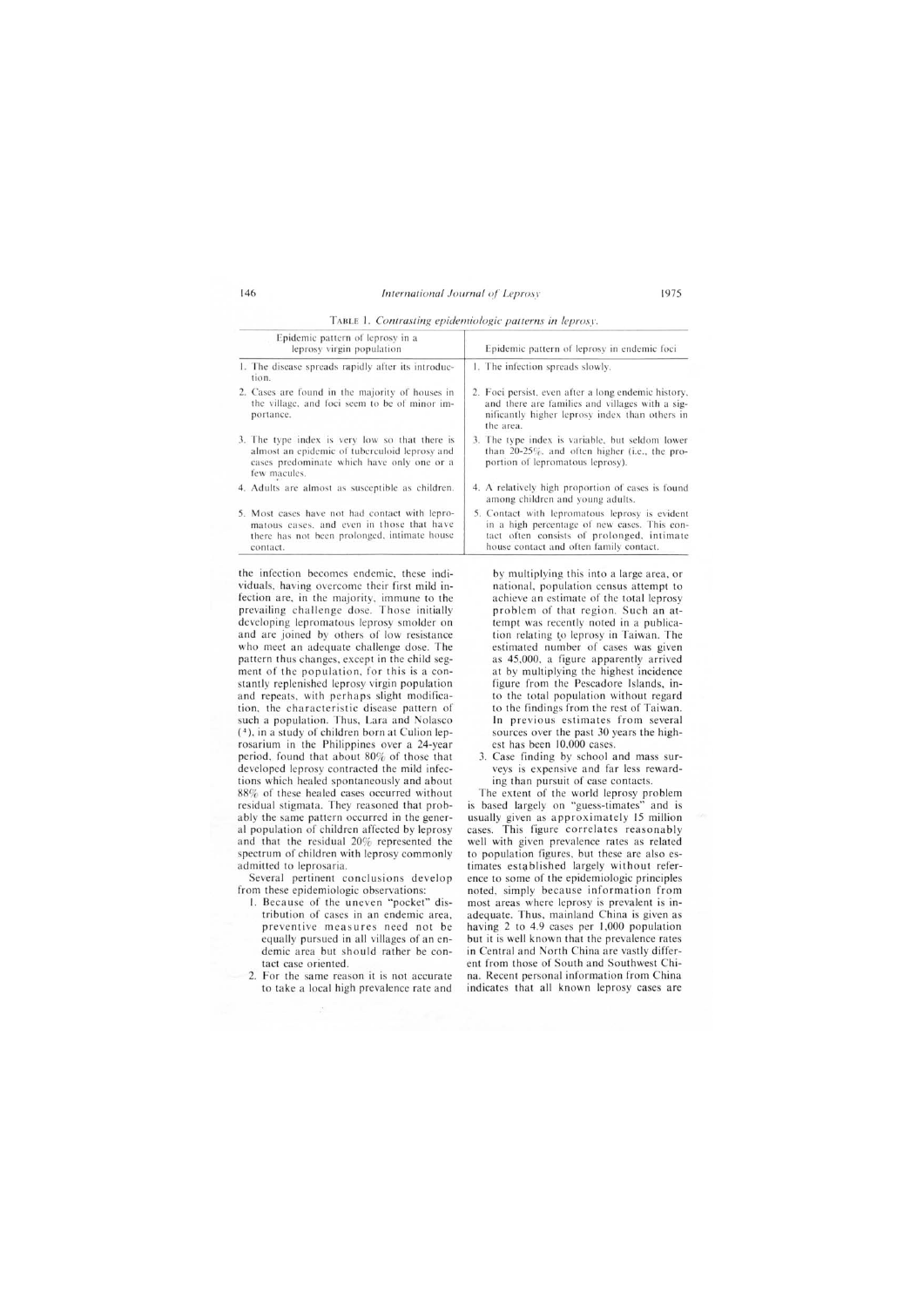TABLE 1. *Contrasting epidemiologic patterns in leprosy.*

| Epidemic pattern of leprosy in a leprosy virgin population | Epidemic pattern of leprosy in endemic foci |
|---|---|
| 1. The disease spreads rapidly after its introduction. | 1. The infection spreads slowly. |
| 2. Cases are found in the majority of houses in the village, and foci seem to be of minor importance. | 2. Foci persist, even after a long endemic history, and there are families and villages with a significantly higher leprosy index than others in the area. |
| 3. The type index is very low so that there is almost an epidemic of tuberculoid leprosy and cases predominate which have only one or a few macules. | 3. The type index is variable, but seldom lower than 20-25%, and often higher (i.e., the proportion of lepromatous leprosy). |
| 4. Adults are almost as susceptible as children. | 4. A relatively high proportion of cases is found among children and young adults. |
| 5. Most cases have not had contact with lepromatous cases, and even in those that have there has not been prolonged, intimate house contact. | 5. Contact with lepromatous leprosy is evident in a high percentage of new cases. This contact often consists of prolonged, intimate house contact and often family contact. |

the infection becomes endemic, these individuals, having overcome their first mild infection are, in the majority, immune to the prevailing challenge dose. Those initially developing lepromatous leprosy smolder on and are joined by others of low resistance who meet an adequate challenge dose. The pattern thus changes, except in the child segment of the population, for this is a constantly replenished leprosy virgin population and repeats, with perhaps slight modification, the characteristic disease pattern of such a population. Thus, Lara and Nolasco ([4]), in a study of children born at Culion leprosarium in the Philippines over a 24-year period, found that about 80% of those that developed leprosy contracted the mild infections which healed spontaneously and about 88% of these healed cases occurred without residual stigmata. They reasoned that probably the same pattern occurred in the general population of children affected by leprosy and that the residual 20% represented the spectrum of children with leprosy commonly admitted to leprosaria.

Several pertinent conclusions develop from these epidemiologic observations:

1. Because of the uneven "pocket" distribution of cases in an endemic area, preventive measures need not be equally pursued in all villages of an endemic area but should rather be contact case oriented.
2. For the same reason it is not accurate to take a local high prevalence rate and by multiplying this into a large area, or national, population census attempt to achieve an estimate of the total leprosy problem of that region. Such an attempt was recently noted in a publication relating to leprosy in Taiwan. The estimated number of cases was given as 45,000, a figure apparently arrived at by multiplying the highest incidence figure from the Pescadore Islands, into the total population without regard to the findings from the rest of Taiwan. In previous estimates from several sources over the past 30 years the highest has been 10,000 cases.
3. Case finding by school and mass surveys is expensive and far less rewarding than pursuit of case contacts.

The extent of the world leprosy problem is based largely on "guess-timates" and is usually given as approximately 15 million cases. This figure correlates reasonably well with given prevalence rates as related to population figures, but these are also estimates established largely without reference to some of the epidemiologic principles noted, simply because information from most areas where leprosy is prevalent is inadequate. Thus, mainland China is given as having 2 to 4.9 cases per 1,000 population but it is well known that the prevalence rates in Central and North China are vastly different from those of South and Southwest China. Recent personal information from China indicates that all known leprosy cases are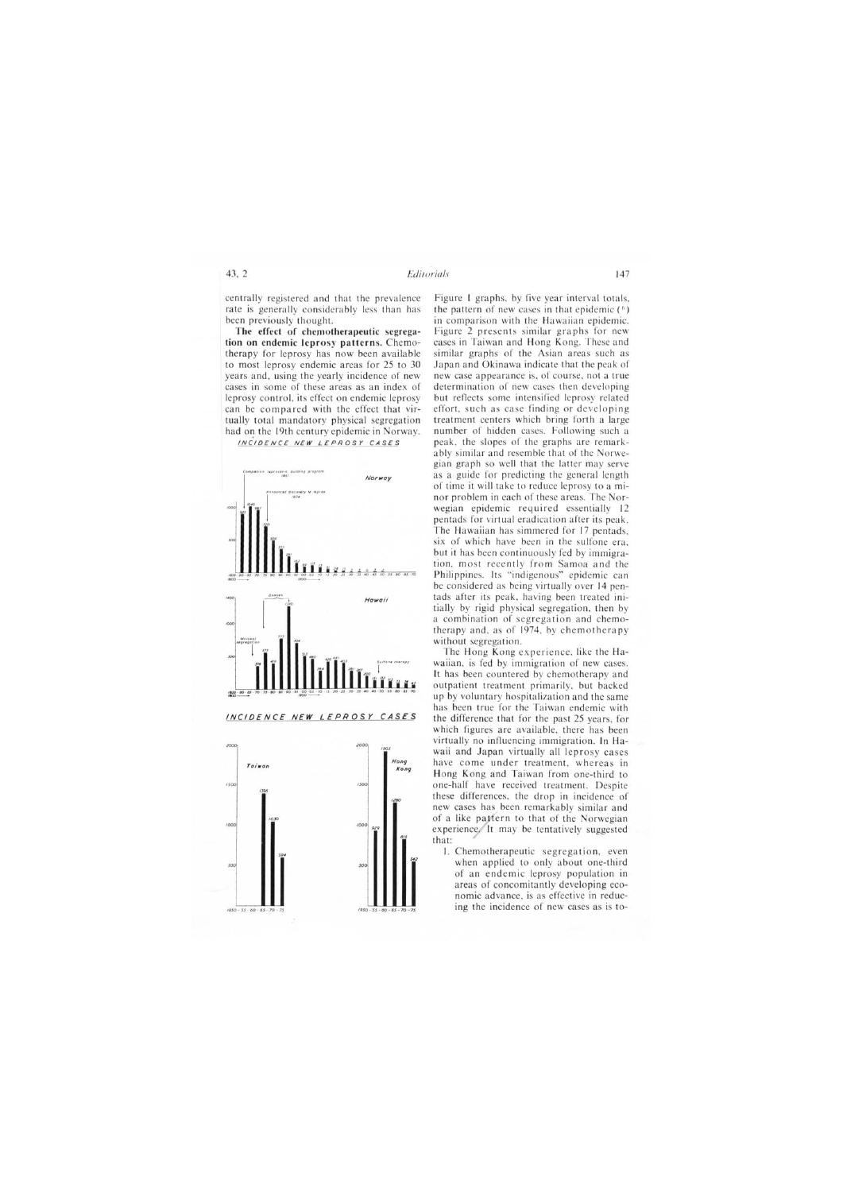centrally registered and that the prevalence rate is generally considerably less than has been previously thought.

**The effect of chemotherapeutic segregation on endemic leprosy patterns.** Chemotherapy for leprosy has now been available to most leprosy endemic areas for 25 to 30 years and, using the yearly incidence of new cases in some of these areas as an index of leprosy control, its effect on endemic leprosy can be compared with the effect that virtually total mandatory physical segregation had on the 19th century epidemic in Norway.

*INCIDENCE NEW LEPROSY CASES*

*INCIDENCE NEW LEPROSY CASES*

Figure 1 graphs, by five year interval totals, the pattern of new cases in that epidemic ([6]) in comparison with the Hawaiian epidemic. Figure 2 presents similar graphs for new cases in Taiwan and Hong Kong. These and similar graphs of the Asian areas such as Japan and Okinawa indicate that the peak of new case appearance is, of course, not a true determination of new cases then developing but reflects some intensified leprosy related effort, such as case finding or developing treatment centers which bring forth a large number of hidden cases. Following such a peak, the slopes of the graphs are remarkably similar and resemble that of the Norwegian graph so well that the latter may serve as a guide for predicting the general length of time it will take to reduce leprosy to a minor problem in each of these areas. The Norwegian epidemic required essentially 12 pentads for virtual eradication after its peak. The Hawaiian has simmered for 17 pentads, six of which have been in the sulfone era, but it has been continuously fed by immigration, most recently from Samoa and the Philippines. Its "indigenous" epidemic can be considered as being virtually over 14 pentads after its peak, having been treated initially by rigid physical segregation, then by a combination of segregation and chemotherapy and, as of 1974, by chemotherapy without segregation.

The Hong Kong experience, like the Hawaiian, is fed by immigration of new cases. It has been countered by chemotherapy and outpatient treatment primarily, but backed up by voluntary hospitalization and the same has been true for the Taiwan endemic with the difference that for the past 25 years, for which figures are available, there has been virtually no influencing immigration. In Hawaii and Japan virtually all leprosy cases have come under treatment, whereas in Hong Kong and Taiwan from one-third to one-half have received treatment. Despite these differences, the drop in incidence of new cases has been remarkably similar and of a like pattern to that of the Norwegian experience. It may be tentatively suggested that:

1. Chemotherapeutic segregation, even when applied to only about one-third of an endemic leprosy population in areas of concomitantly developing economic advance, is as effective in reducing the incidence of new cases as is to-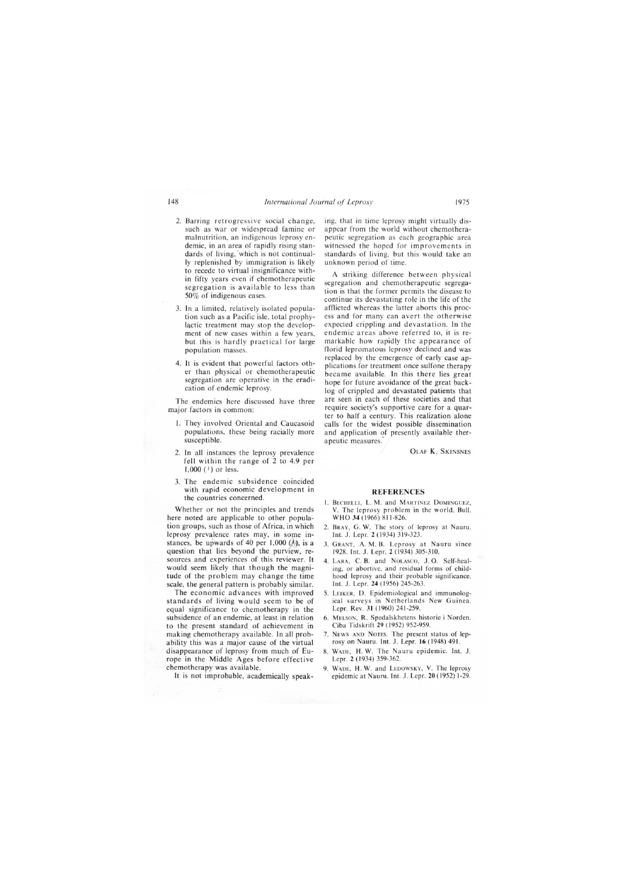2. Barring retrogressive social change, such as war or widespread famine or malnutrition, an indigenous leprosy endemic, in an area of rapidly rising standards of living, which is not continually replenished by immigration is likely to recede to virtual insignificance within fifty years even if chemotherapeutic segregation is available to less than 50% of indigenous cases.

3. In a limited, relatively isolated population such as a Pacific isle, total prophylactic treatment may stop the development of new cases within a few years, but this is hardly practical for large population masses.

4. It is evident that powerful factors other than physical or chemotherapeutic segregation are operative in the eradication of endemic leprosy.

The endemics here discussed have three major factors in common:

1. They involved Oriental and Caucasoid populations, these being racially more susceptible.

2. In all instances the leprosy prevalence fell within the range of 2 to 4.9 per 1,000 ([1]) or less.

3. The endemic subsidence coincided with rapid economic development in the countries concerned.

Whether or not the principles and trends here noted are applicable to other population groups, such as those of Africa, in which leprosy prevalence rates may, in some instances, be upwards of 40 per 1,000 ([1]), is a question that lies beyond the purview, resources and experiences of this reviewer. It would seem likely that though the magnitude of the problem may change the time scale, the general pattern is probably similar.

The economic advances with improved standards of living would seem to be of equal significance to chemotherapy in the subsidence of an endemic, at least in relation to the present standard of achievement in making chemotherapy available. In all probability this was a major cause of the virtual disappearance of leprosy from much of Europe in the Middle Ages before effective chemotherapy was available.

It is not improbable, academically speaking, that in time leprosy might virtually disappear from the world without chemotherapeutic segregation as each geographic area witnessed the hoped for improvements in standards of living, but this would take an unknown period of time.

A striking difference between physical segregation and chemotherapeutic segregation is that the former permits the disease to continue its devastating role in the life of the afflicted whereas the latter aborts this process and for many can avert the otherwise expected crippling and devastation. In the endemic areas above referred to, it is remarkable how rapidly the appearance of florid lepromatous leprosy declined and was replaced by the emergence of early case applications for treatment once sulfone therapy became available. In this there lies great hope for future avoidance of the great backlog of crippled and devastated patients that are seen in each of these societies and that require society's supportive care for a quarter to half a century. This realization alone calls for the widest possible dissemination and application of presently available therapeutic measures.

OLAF K. SKINSNES

## REFERENCES

1. BECHELLI, L. M. and MARTINEZ DOMINGUEZ, V. The leprosy problem in the world. Bull. WHO **34** (1966) 811-826.
2. BRAY, G. W. The story of leprosy at Nauru. Int. J. Lepr. **2** (1934) 319-323.
3. GRANT, A. M. B. Leprosy at Nauru since 1928. Int. J. Lepr. **2** (1934) 305-310.
4. LARA, C. B. and NOLASCO, J. O. Self-healing, or abortive, and residual forms of childhood leprosy and their probable significance. Int. J. Lepr. **24** (1956) 245-263.
5. LEIKER, D. Epidemiological and immunological surveys in Netherlands New Guinea. Lepr. Rev. **31** (1960) 241-259.
6. MELSON, R. Spedalskhetens historie i Norden. Ciba Tidskrift **29** (1952) 952-959.
7. NEWS AND NOTES. The present status of leprosy on Nauru. Int. J. Lepr. **16** (1948) 491.
8. WADE, H. W. The Nauru epidemic. Int. J. Lepr. **2** (1934) 359-362.
9. WADE, H. W. and LEDOWSKY, V. The leprosy epidemic at Nauru. Int. J. Lepr. **20** (1952) 1-29.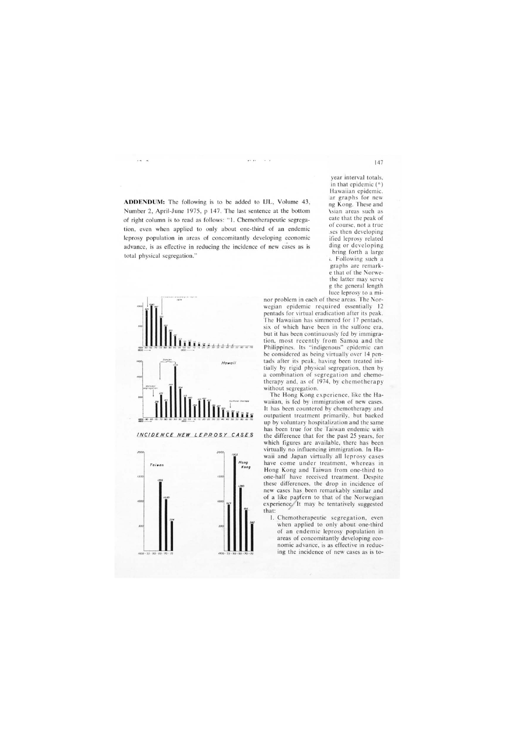**ADDENDUM:** The following is to be added to IJL, Volume 43, Number 2, April-June 1975, p 147. The last sentence at the bottom of right column is to read as follows: "1. Chemotherapeutic segregation, even when applied to only about one-third of an endemic leprosy population in areas of concomitantly developing economic advance, is as effective in reducing the incidence of new cases as is total physical segregation."

year interval totals, in that epidemic (*) Hawaiian epidemic. ar graphs for new ng Kong. These and Asian areas such as cate that the peak of of course, not a true ses then developing ified leprosy related ding or developing bring forth a large . Following such a graphs are remark- e that of the Norwe- the latter may serve g the general length luce leprosy to a minor problem in each of these areas. The Norwegian epidemic required essentially 12 pentads for virtual eradication after its peak. The Hawaiian has simmered for 17 pentads, six of which have been in the sulfone era, but it has been continuously fed by immigration, most recently from Samoa and the Philippines. Its "indigenous" epidemic can be considered as being virtually over 14 pentads after its peak, having been treated initially by rigid physical segregation, then by a combination of segregation and chemotherapy and, as of 1974, by chemotherapy without segregation.

The Hong Kong experience, like the Hawaiian, is fed by immigration of new cases. It has been countered by chemotherapy and outpatient treatment primarily, but backed up by voluntary hospitalization and the same has been true for the Taiwan endemic with the difference that for the past 25 years, for which figures are available, there has been virtually no influencing immigration. In Hawaii and Japan virtually all leprosy cases have come under treatment, whereas in Hong Kong and Taiwan from one-third to one-half have received treatment. Despite these differences, the drop in incidence of new cases has been remarkably similar and of a like pattern to that of the Norwegian experience. It may be tentatively suggested that:

1. Chemotherapeutic segregation, even when applied to only about one-third of an endemic leprosy population in areas of concomitantly developing economic advance, is as effective in reducing the incidence of new cases as is to-

1874

Damien

Hawaii

Molokai segregation

Sulfone therapy

*INCIDENCE NEW LEPROSY CASES*

Taiwan

Hong Kong

1950 - 55 - 60 - 65 - 70 - 75